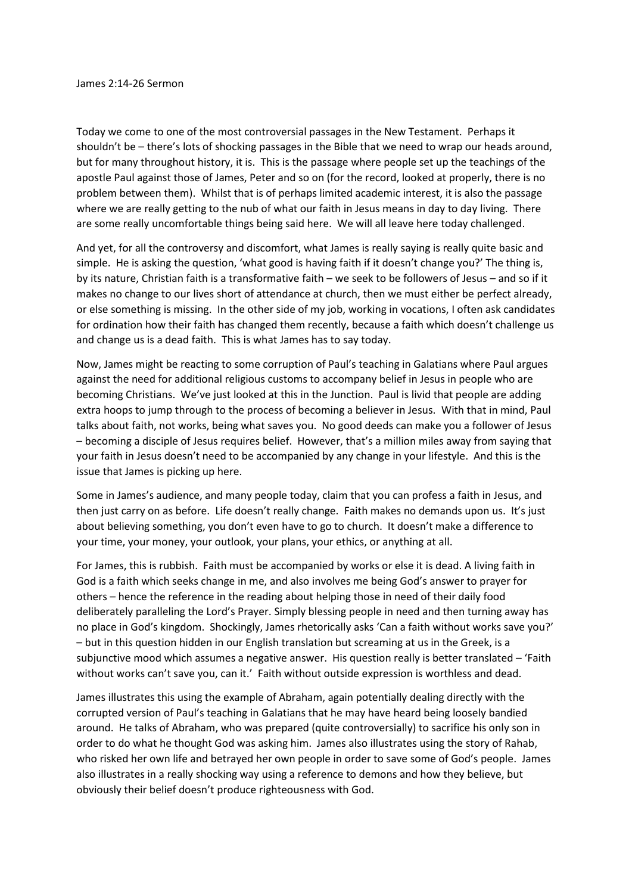# James 2:14-26 Sermon

Today we come to one of the most controversial passages in the New Testament. Perhaps it shouldn't be – there's lots of shocking passages in the Bible that we need to wrap our heads around, but for many throughout history, it is. This is the passage where people set up the teachings of the apostle Paul against those of James, Peter and so on (for the record, looked at properly, there is no problem between them). Whilst that is of perhaps limited academic interest, it is also the passage where we are really getting to the nub of what our faith in Jesus means in day to day living. There are some really uncomfortable things being said here. We will all leave here today challenged.

And yet, for all the controversy and discomfort, what James is really saying is really quite basic and simple. He is asking the question, 'what good is having faith if it doesn't change you?' The thing is, by its nature, Christian faith is a transformative faith – we seek to be followers of Jesus – and so if it makes no change to our lives short of attendance at church, then we must either be perfect already, or else something is missing. In the other side of my job, working in vocations, I often ask candidates for ordination how their faith has changed them recently, because a faith which doesn't challenge us and change us is a dead faith. This is what James has to say today.

Now, James might be reacting to some corruption of Paul's teaching in Galatians where Paul argues against the need for additional religious customs to accompany belief in Jesus in people who are becoming Christians. We've just looked at this in the Junction. Paul is livid that people are adding extra hoops to jump through to the process of becoming a believer in Jesus. With that in mind, Paul talks about faith, not works, being what saves you. No good deeds can make you a follower of Jesus – becoming a disciple of Jesus requires belief. However, that's a million miles away from saying that your faith in Jesus doesn't need to be accompanied by any change in your lifestyle. And this is the issue that James is picking up here.

Some in James's audience, and many people today, claim that you can profess a faith in Jesus, and then just carry on as before. Life doesn't really change. Faith makes no demands upon us. It's just about believing something, you don't even have to go to church. It doesn't make a difference to your time, your money, your outlook, your plans, your ethics, or anything at all.

For James, this is rubbish. Faith must be accompanied by works or else it is dead. A living faith in God is a faith which seeks change in me, and also involves me being God's answer to prayer for others – hence the reference in the reading about helping those in need of their daily food deliberately paralleling the Lord's Prayer. Simply blessing people in need and then turning away has no place in God's kingdom. Shockingly, James rhetorically asks 'Can a faith without works save you?' – but in this question hidden in our English translation but screaming at us in the Greek, is a subjunctive mood which assumes a negative answer. His question really is better translated – 'Faith without works can't save you, can it.' Faith without outside expression is worthless and dead.

James illustrates this using the example of Abraham, again potentially dealing directly with the corrupted version of Paul's teaching in Galatians that he may have heard being loosely bandied around. He talks of Abraham, who was prepared (quite controversially) to sacrifice his only son in order to do what he thought God was asking him. James also illustrates using the story of Rahab, who risked her own life and betrayed her own people in order to save some of God's people. James also illustrates in a really shocking way using a reference to demons and how they believe, but obviously their belief doesn't produce righteousness with God.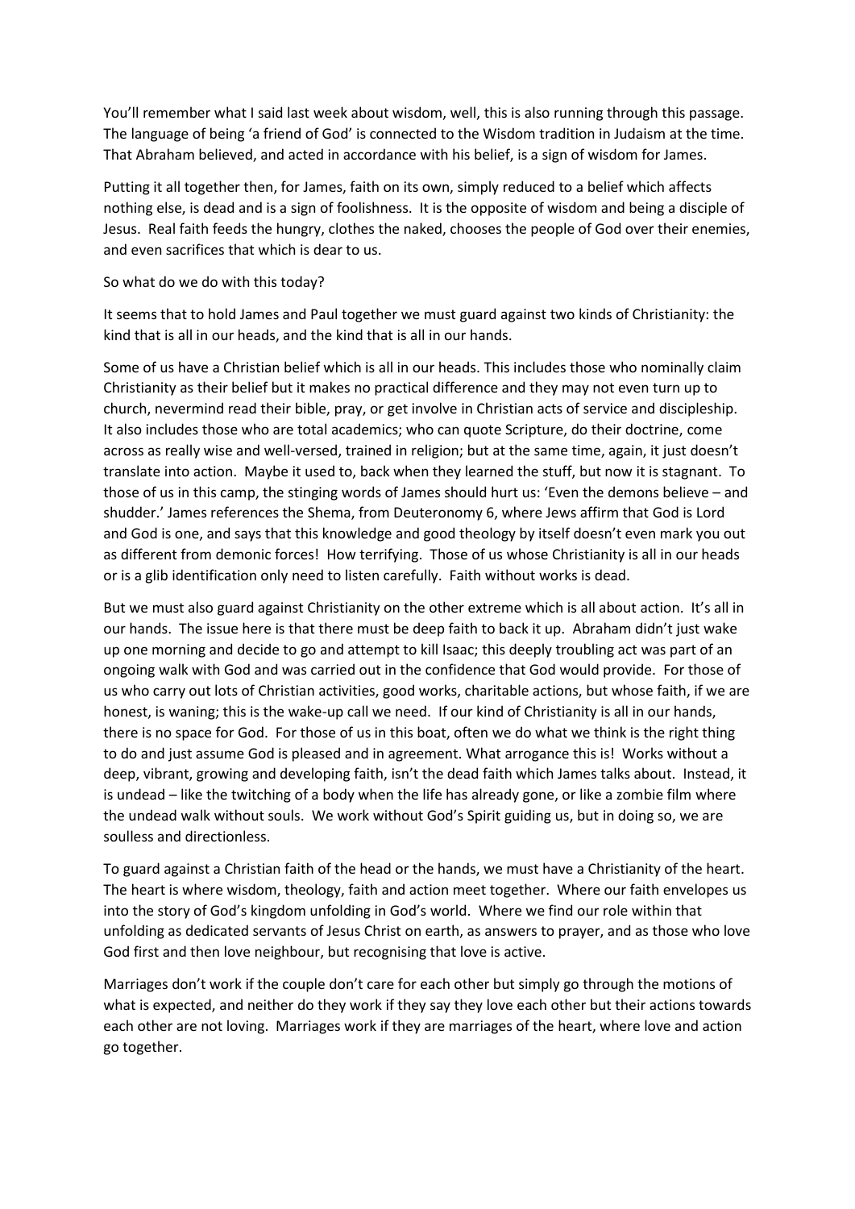You'll remember what I said last week about wisdom, well, this is also running through this passage. The language of being 'a friend of God' is connected to the Wisdom tradition in Judaism at the time. That Abraham believed, and acted in accordance with his belief, is a sign of wisdom for James.

Putting it all together then, for James, faith on its own, simply reduced to a belief which affects nothing else, is dead and is a sign of foolishness. It is the opposite of wisdom and being a disciple of Jesus. Real faith feeds the hungry, clothes the naked, chooses the people of God over their enemies, and even sacrifices that which is dear to us.

So what do we do with this today?

It seems that to hold James and Paul together we must guard against two kinds of Christianity: the kind that is all in our heads, and the kind that is all in our hands.

Some of us have a Christian belief which is all in our heads. This includes those who nominally claim Christianity as their belief but it makes no practical difference and they may not even turn up to church, nevermind read their bible, pray, or get involve in Christian acts of service and discipleship. It also includes those who are total academics; who can quote Scripture, do their doctrine, come across as really wise and well-versed, trained in religion; but at the same time, again, it just doesn't translate into action. Maybe it used to, back when they learned the stuff, but now it is stagnant. To those of us in this camp, the stinging words of James should hurt us: 'Even the demons believe – and shudder.' James references the Shema, from Deuteronomy 6, where Jews affirm that God is Lord and God is one, and says that this knowledge and good theology by itself doesn't even mark you out as different from demonic forces! How terrifying. Those of us whose Christianity is all in our heads or is a glib identification only need to listen carefully. Faith without works is dead.

But we must also guard against Christianity on the other extreme which is all about action. It's all in our hands. The issue here is that there must be deep faith to back it up. Abraham didn't just wake up one morning and decide to go and attempt to kill Isaac; this deeply troubling act was part of an ongoing walk with God and was carried out in the confidence that God would provide. For those of us who carry out lots of Christian activities, good works, charitable actions, but whose faith, if we are honest, is waning; this is the wake-up call we need. If our kind of Christianity is all in our hands, there is no space for God. For those of us in this boat, often we do what we think is the right thing to do and just assume God is pleased and in agreement. What arrogance this is! Works without a deep, vibrant, growing and developing faith, isn't the dead faith which James talks about. Instead, it is undead – like the twitching of a body when the life has already gone, or like a zombie film where the undead walk without souls. We work without God's Spirit guiding us, but in doing so, we are soulless and directionless.

To guard against a Christian faith of the head or the hands, we must have a Christianity of the heart. The heart is where wisdom, theology, faith and action meet together. Where our faith envelopes us into the story of God's kingdom unfolding in God's world. Where we find our role within that unfolding as dedicated servants of Jesus Christ on earth, as answers to prayer, and as those who love God first and then love neighbour, but recognising that love is active.

Marriages don't work if the couple don't care for each other but simply go through the motions of what is expected, and neither do they work if they say they love each other but their actions towards each other are not loving. Marriages work if they are marriages of the heart, where love and action go together.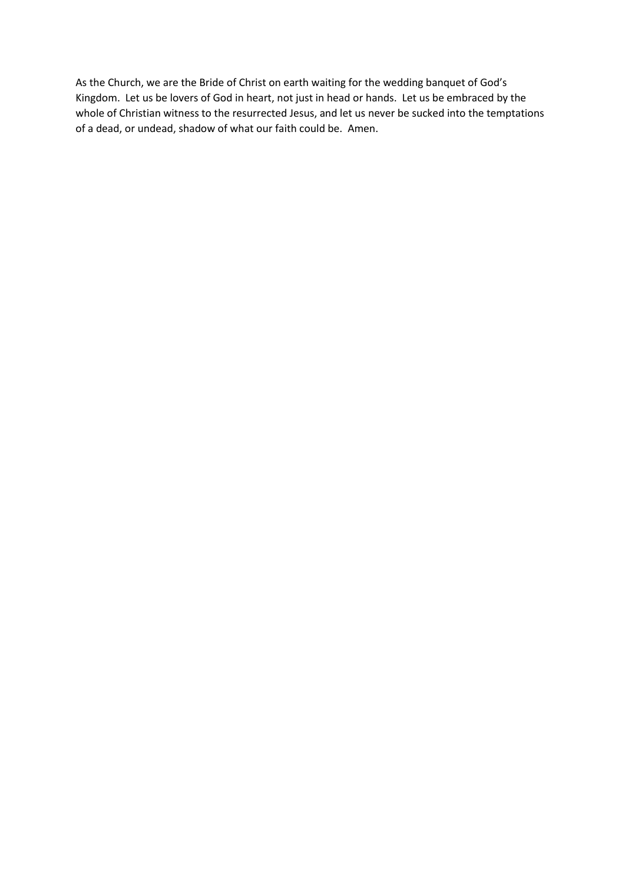As the Church, we are the Bride of Christ on earth waiting for the wedding banquet of God's Kingdom. Let us be lovers of God in heart, not just in head or hands. Let us be embraced by the whole of Christian witness to the resurrected Jesus, and let us never be sucked into the temptations of a dead, or undead, shadow of what our faith could be. Amen.